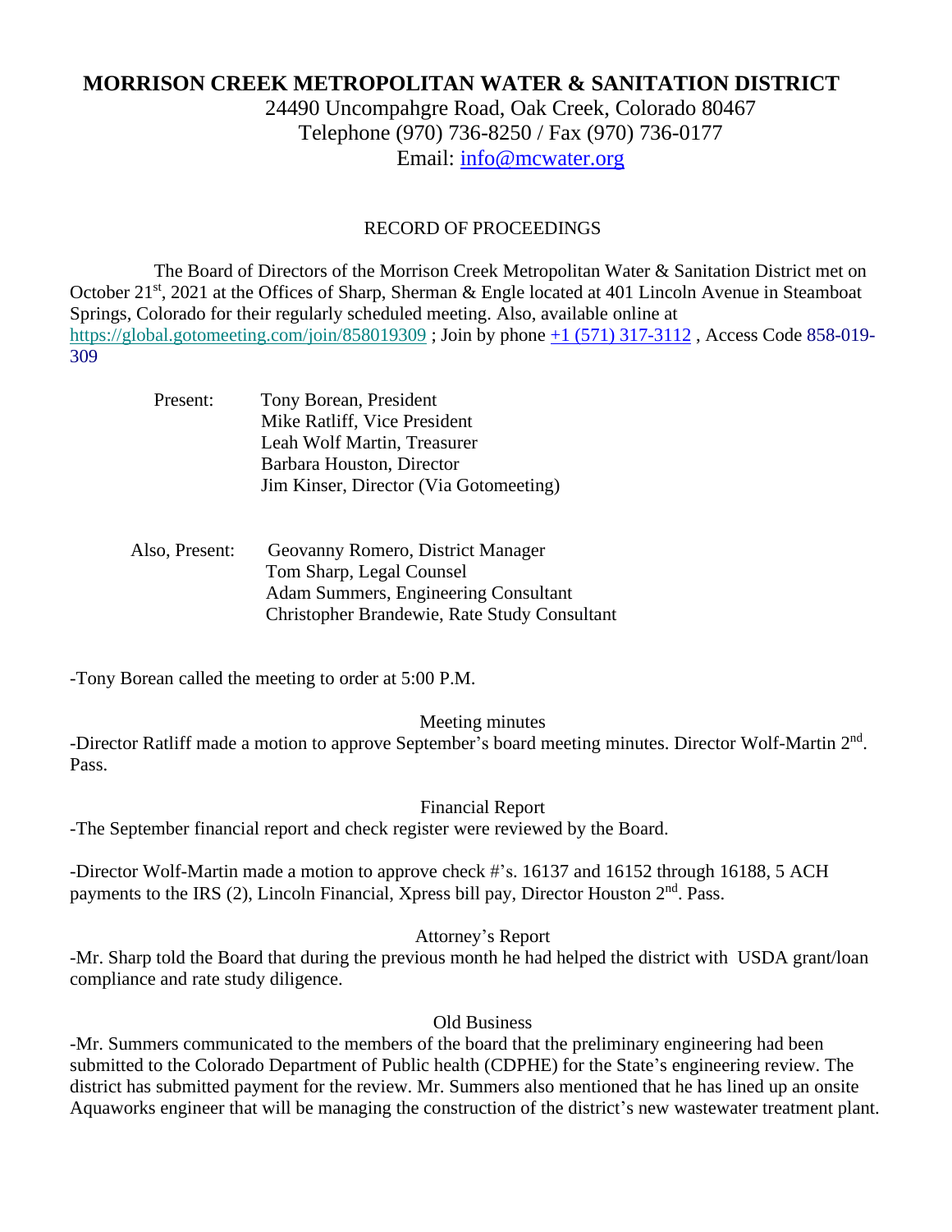# MORRISON CREEK METROPOLITAN WATER & SANITATION DISTRICT

24490 Uncompahgre Road, Oak Creek, Colorado 80467
Telephone (970) 736-8250 / Fax (970) 736-0177
Email: info@mcwater.org

## RECORD OF PROCEEDINGS

The Board of Directors of the Morrison Creek Metropolitan Water & Sanitation District met on October 21st, 2021 at the Offices of Sharp, Sherman & Engle located at 401 Lincoln Avenue in Steamboat Springs, Colorado for their regularly scheduled meeting. Also, available online at https://global.gotomeeting.com/join/858019309 ; Join by phone +1 (571) 317-3112 , Access Code 858-019-309

Present:
- Tony Borean, President
- Mike Ratliff, Vice President
- Leah Wolf Martin, Treasurer
- Barbara Houston, Director
- Jim Kinser, Director (Via Gotomeeting)

Also, Present:
- Geovanny Romero, District Manager
- Tom Sharp, Legal Counsel
- Adam Summers, Engineering Consultant
- Christopher Brandewie, Rate Study Consultant

-Tony Borean called the meeting to order at 5:00 P.M.

### Meeting minutes

-Director Ratliff made a motion to approve September's board meeting minutes. Director Wolf-Martin 2nd. Pass.

### Financial Report

-The September financial report and check register were reviewed by the Board.

-Director Wolf-Martin made a motion to approve check #'s. 16137 and 16152 through 16188, 5 ACH payments to the IRS (2), Lincoln Financial, Xpress bill pay, Director Houston 2nd. Pass.

### Attorney's Report

-Mr. Sharp told the Board that during the previous month he had helped the district with USDA grant/loan compliance and rate study diligence.

### Old Business

-Mr. Summers communicated to the members of the board that the preliminary engineering had been submitted to the Colorado Department of Public health (CDPHE) for the State's engineering review. The district has submitted payment for the review. Mr. Summers also mentioned that he has lined up an onsite Aquaworks engineer that will be managing the construction of the district's new wastewater treatment plant.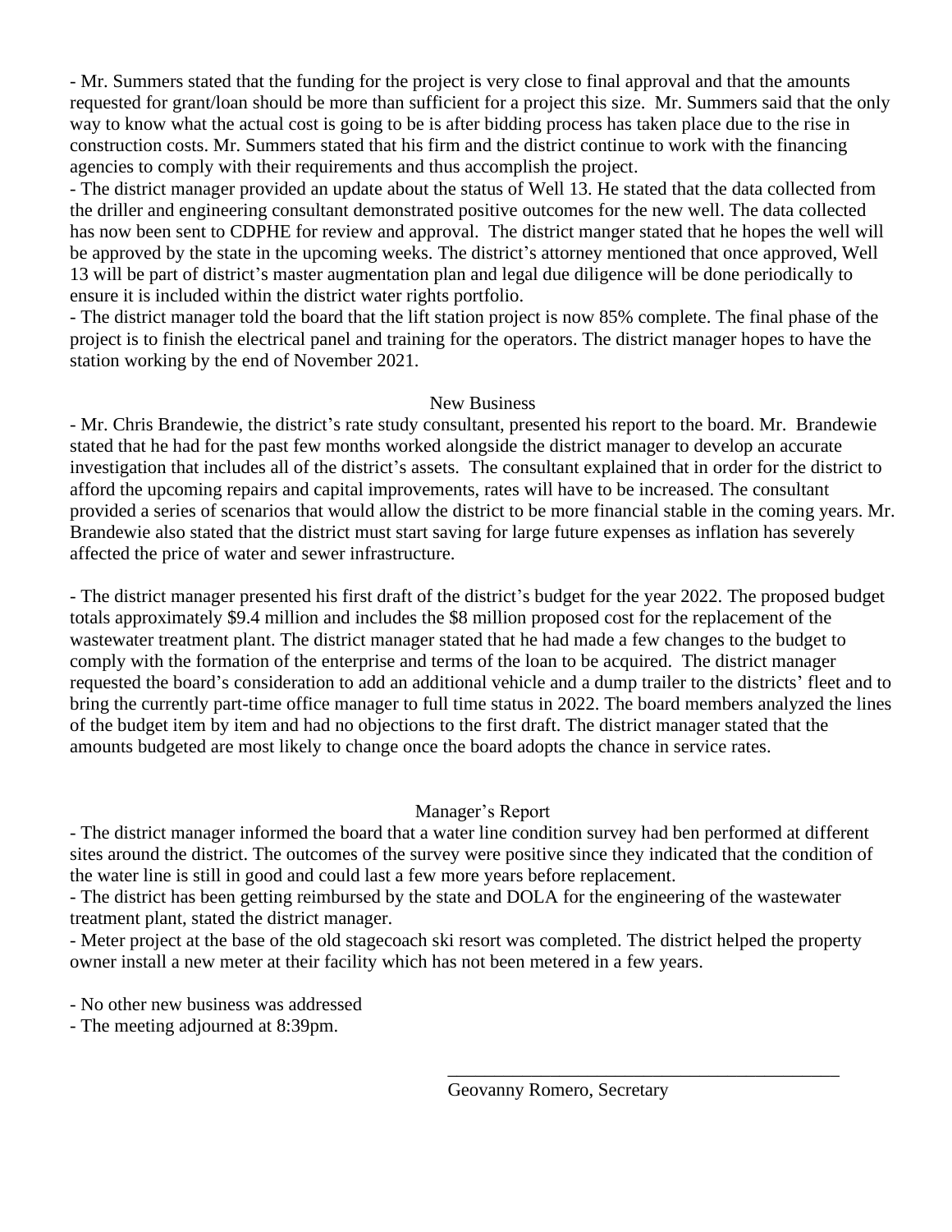- Mr. Summers stated that the funding for the project is very close to final approval and that the amounts requested for grant/loan should be more than sufficient for a project this size. Mr. Summers said that the only way to know what the actual cost is going to be is after bidding process has taken place due to the rise in construction costs. Mr. Summers stated that his firm and the district continue to work with the financing agencies to comply with their requirements and thus accomplish the project.

- The district manager provided an update about the status of Well 13. He stated that the data collected from the driller and engineering consultant demonstrated positive outcomes for the new well. The data collected has now been sent to CDPHE for review and approval. The district manger stated that he hopes the well will be approved by the state in the upcoming weeks. The district's attorney mentioned that once approved, Well 13 will be part of district's master augmentation plan and legal due diligence will be done periodically to ensure it is included within the district water rights portfolio.

- The district manager told the board that the lift station project is now 85% complete. The final phase of the project is to finish the electrical panel and training for the operators. The district manager hopes to have the station working by the end of November 2021.

## New Business

- Mr. Chris Brandewie, the district's rate study consultant, presented his report to the board. Mr. Brandewie stated that he had for the past few months worked alongside the district manager to develop an accurate investigation that includes all of the district's assets. The consultant explained that in order for the district to afford the upcoming repairs and capital improvements, rates will have to be increased. The consultant provided a series of scenarios that would allow the district to be more financial stable in the coming years. Mr. Brandewie also stated that the district must start saving for large future expenses as inflation has severely affected the price of water and sewer infrastructure.

- The district manager presented his first draft of the district's budget for the year 2022. The proposed budget totals approximately $9.4 million and includes the $8 million proposed cost for the replacement of the wastewater treatment plant. The district manager stated that he had made a few changes to the budget to comply with the formation of the enterprise and terms of the loan to be acquired. The district manager requested the board's consideration to add an additional vehicle and a dump trailer to the districts' fleet and to bring the currently part-time office manager to full time status in 2022. The board members analyzed the lines of the budget item by item and had no objections to the first draft. The district manager stated that the amounts budgeted are most likely to change once the board adopts the chance in service rates.

## Manager's Report

- The district manager informed the board that a water line condition survey had ben performed at different sites around the district. The outcomes of the survey were positive since they indicated that the condition of the water line is still in good and could last a few more years before replacement.
- The district has been getting reimbursed by the state and DOLA for the engineering of the wastewater treatment plant, stated the district manager.
- Meter project at the base of the old stagecoach ski resort was completed. The district helped the property owner install a new meter at their facility which has not been metered in a few years.

- No other new business was addressed
- The meeting adjourned at 8:39pm.

\_\_\_\_\_\_\_\_\_\_\_\_\_\_\_\_\_\_\_\_\_\_\_\_\_\_\_\_\_\_\_\_\_\_\_\_\_\_\_\_\_\_\_\_\_

Geovanny Romero, Secretary